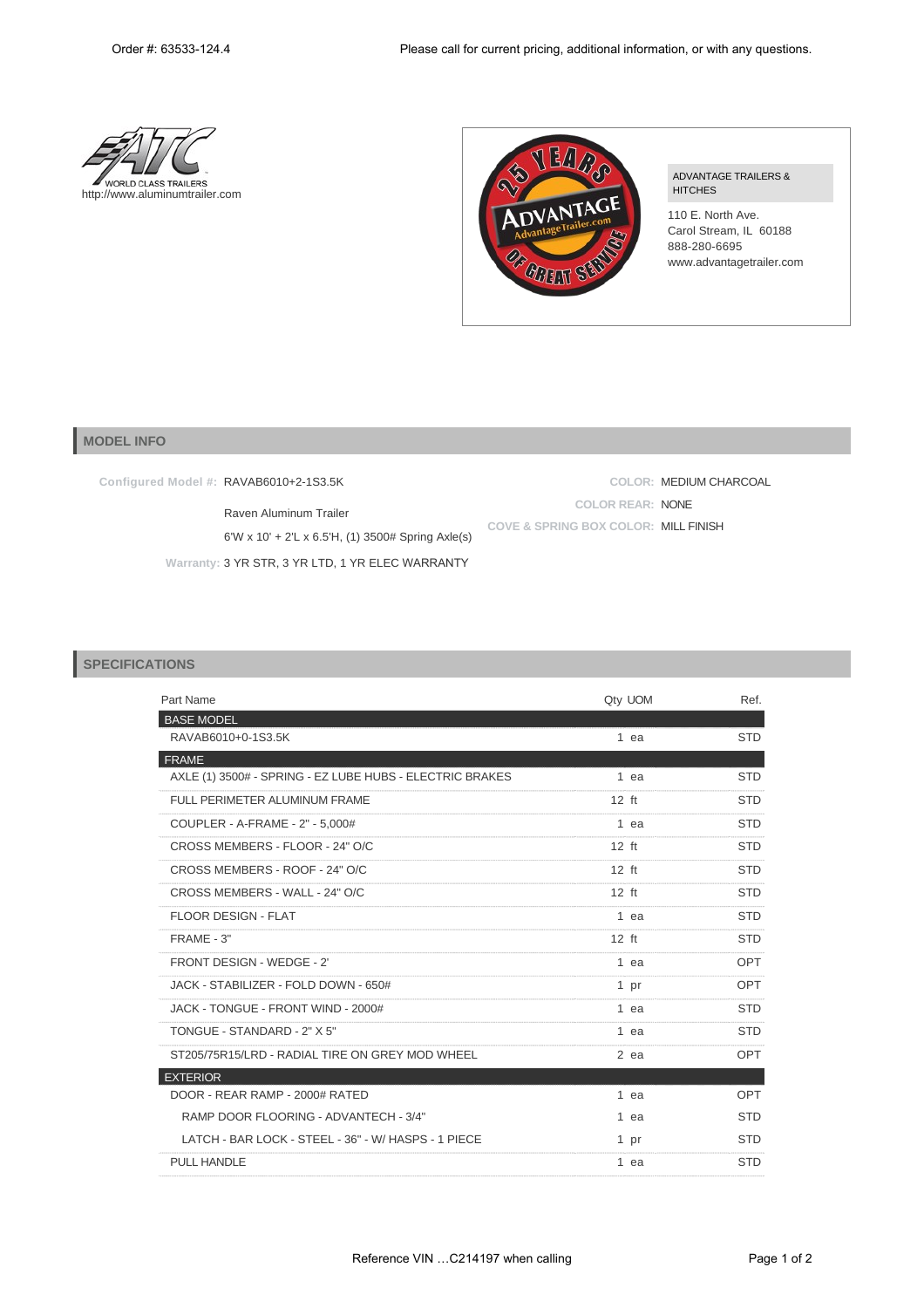Order #: 63533-124.4

Please call for current pricing, additional information, or with any questions.

WORLD CLASS TRAILERS
http://www.aluminumtrailer.com

ADVANTAGE TRAILERS & HITCHES
110 E. North Ave.
Carol Stream, IL 60188
888-280-6695
www.advantagetrailer.com

## MODEL INFO

**Configured Model #:** RAVAB6010+2-1S3.5K

Raven Aluminum Trailer

6'W x 10' + 2'L x 6.5'H, (1) 3500# Spring Axle(s)

**Warranty:** 3 YR STR, 3 YR LTD, 1 YR ELEC WARRANTY

**COLOR:** MEDIUM CHARCOAL

**COLOR REAR:** NONE

**COVE & SPRING BOX COLOR:** MILL FINISH

## SPECIFICATIONS

| Part Name | Qty | UOM | Ref. |
|---|---|---|---|
| **BASE MODEL** | | | |
| RAVAB6010+0-1S3.5K | 1 | ea | STD |
| **FRAME** | | | |
| AXLE (1) 3500# - SPRING - EZ LUBE HUBS - ELECTRIC BRAKES | 1 | ea | STD |
| FULL PERIMETER ALUMINUM FRAME | 12 | ft | STD |
| COUPLER - A-FRAME - 2" - 5,000# | 1 | ea | STD |
| CROSS MEMBERS - FLOOR - 24" O/C | 12 | ft | STD |
| CROSS MEMBERS - ROOF - 24" O/C | 12 | ft | STD |
| CROSS MEMBERS - WALL - 24" O/C | 12 | ft | STD |
| FLOOR DESIGN - FLAT | 1 | ea | STD |
| FRAME - 3" | 12 | ft | STD |
| FRONT DESIGN - WEDGE - 2' | 1 | ea | OPT |
| JACK - STABILIZER - FOLD DOWN - 650# | 1 | pr | OPT |
| JACK - TONGUE - FRONT WIND - 2000# | 1 | ea | STD |
| TONGUE - STANDARD - 2" X 5" | 1 | ea | STD |
| ST205/75R15/LRD - RADIAL TIRE ON GREY MOD WHEEL | 2 | ea | OPT |
| **EXTERIOR** | | | |
| DOOR - REAR RAMP - 2000# RATED | 1 | ea | OPT |
| RAMP DOOR FLOORING - ADVANTECH - 3/4" | 1 | ea | STD |
| LATCH - BAR LOCK - STEEL - 36" - W/ HASPS - 1 PIECE | 1 | pr | STD |
| PULL HANDLE | 1 | ea | STD |

Reference VIN …C214197 when calling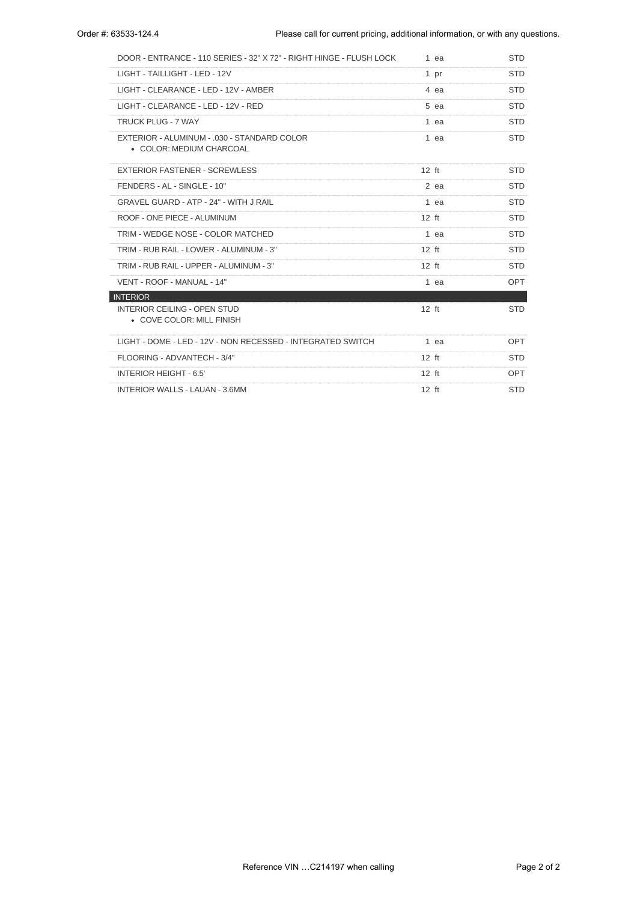| | | |
|---|---|---|
| DOOR - ENTRANCE - 110 SERIES - 32" X 72" - RIGHT HINGE - FLUSH LOCK | 1 ea | STD |
| LIGHT - TAILLIGHT - LED - 12V | 1 pr | STD |
| LIGHT - CLEARANCE - LED - 12V - AMBER | 4 ea | STD |
| LIGHT - CLEARANCE - LED - 12V - RED | 5 ea | STD |
| TRUCK PLUG - 7 WAY | 1 ea | STD |
| EXTERIOR - ALUMINUM - .030 - STANDARD COLOR<br>• COLOR: MEDIUM CHARCOAL | 1 ea | STD |
| EXTERIOR FASTENER - SCREWLESS | 12 ft | STD |
| FENDERS - AL - SINGLE - 10" | 2 ea | STD |
| GRAVEL GUARD - ATP - 24" - WITH J RAIL | 1 ea | STD |
| ROOF - ONE PIECE - ALUMINUM | 12 ft | STD |
| TRIM - WEDGE NOSE - COLOR MATCHED | 1 ea | STD |
| TRIM - RUB RAIL - LOWER - ALUMINUM - 3" | 12 ft | STD |
| TRIM - RUB RAIL - UPPER - ALUMINUM - 3" | 12 ft | STD |
| VENT - ROOF - MANUAL - 14" | 1 ea | OPT |
| **INTERIOR** | | |
| INTERIOR CEILING - OPEN STUD<br>• COVE COLOR: MILL FINISH | 12 ft | STD |
| LIGHT - DOME - LED - 12V - NON RECESSED - INTEGRATED SWITCH | 1 ea | OPT |
| FLOORING - ADVANTECH - 3/4" | 12 ft | STD |
| INTERIOR HEIGHT - 6.5' | 12 ft | OPT |
| INTERIOR WALLS - LAUAN - 3.6MM | 12 ft | STD |

Reference VIN …C214197 when calling